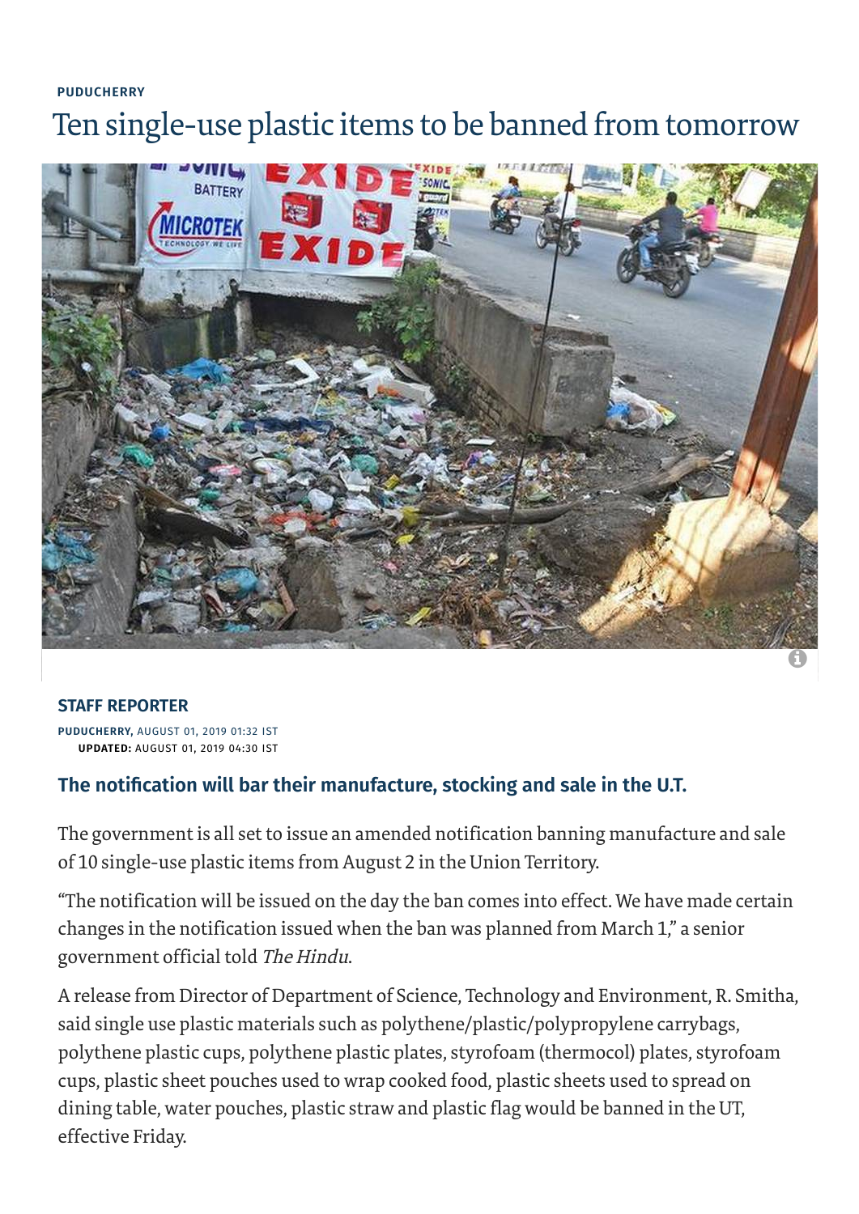PUDUCHERRY

# Ten single-use plastic items to be banned from tomorrow

**STAFF REPORTER**

**PUDUCHERRY,** AUGUST 01, 2019 01:32 IST
**UPDATED:** AUGUST 01, 2019 04:30 IST

### The notification will bar their manufacture, stocking and sale in the U.T.

The government is all set to issue an amended notification banning manufacture and sale of 10 single-use plastic items from August 2 in the Union Territory.

"The notification will be issued on the day the ban comes into effect. We have made certain changes in the notification issued when the ban was planned from March 1," a senior government official told *The Hindu*.

A release from Director of Department of Science, Technology and Environment, R. Smitha, said single use plastic materials such as polythene/plastic/polypropylene carrybags, polythene plastic cups, polythene plastic plates, styrofoam (thermocol) plates, styrofoam cups, plastic sheet pouches used to wrap cooked food, plastic sheets used to spread on dining table, water pouches, plastic straw and plastic flag would be banned in the UT, effective Friday.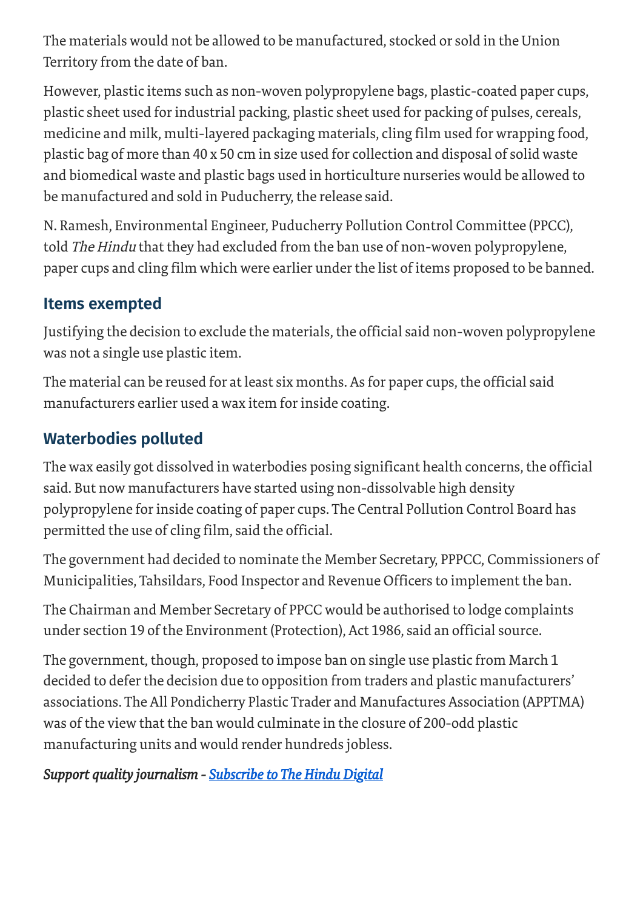The materials would not be allowed to be manufactured, stocked or sold in the Union Territory from the date of ban.

However, plastic items such as non-woven polypropylene bags, plastic-coated paper cups, plastic sheet used for industrial packing, plastic sheet used for packing of pulses, cereals, medicine and milk, multi-layered packaging materials, cling film used for wrapping food, plastic bag of more than 40 x 50 cm in size used for collection and disposal of solid waste and biomedical waste and plastic bags used in horticulture nurseries would be allowed to be manufactured and sold in Puducherry, the release said.

N. Ramesh, Environmental Engineer, Puducherry Pollution Control Committee (PPCC), told *The Hindu* that they had excluded from the ban use of non-woven polypropylene, paper cups and cling film which were earlier under the list of items proposed to be banned.

## Items exempted

Justifying the decision to exclude the materials, the official said non-woven polypropylene was not a single use plastic item.

The material can be reused for at least six months. As for paper cups, the official said manufacturers earlier used a wax item for inside coating.

## Waterbodies polluted

The wax easily got dissolved in waterbodies posing significant health concerns, the official said. But now manufacturers have started using non-dissolvable high density polypropylene for inside coating of paper cups. The Central Pollution Control Board has permitted the use of cling film, said the official.

The government had decided to nominate the Member Secretary, PPPCC, Commissioners of Municipalities, Tahsildars, Food Inspector and Revenue Officers to implement the ban.

The Chairman and Member Secretary of PPCC would be authorised to lodge complaints under section 19 of the Environment (Protection), Act 1986, said an official source.

The government, though, proposed to impose ban on single use plastic from March 1 decided to defer the decision due to opposition from traders and plastic manufacturers' associations. The All Pondicherry Plastic Trader and Manufactures Association (APPTMA) was of the view that the ban would culminate in the closure of 200-odd plastic manufacturing units and would render hundreds jobless.

*Support quality journalism - [Subscribe to The Hindu Digital]*